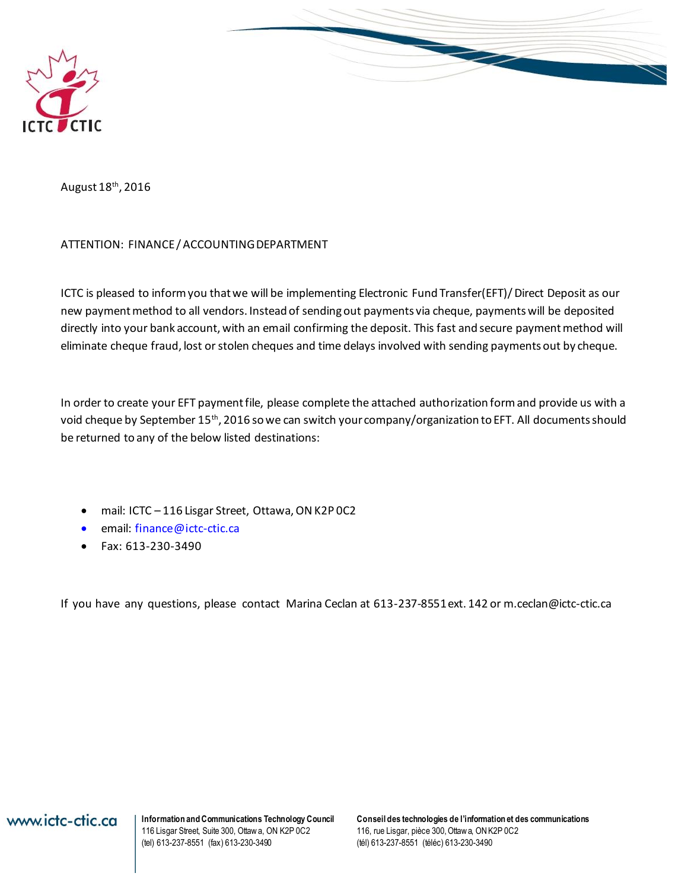August 18th, 2016

ATTENTION: FINANCE / ACCOUNTING DEPARTMENT

ICTC is pleased to inform you that we will be implementing Electronic Fund Transfer(EFT)/ Direct Deposit as our new payment method to all vendors. Instead of sending out payments via cheque, payments will be deposited directly into your bank account, with an email confirming the deposit. This fast and secure payment method will eliminate cheque fraud, lost or stolen cheques and time delays involved with sending payments out by cheque.

In order to create your EFT payment file, please complete the attached authorization form and provide us with a void cheque by September 15th, 2016 so we can switch your company/organization to EFT. All documents should be returned to any of the below listed destinations:

- mail: ICTC – 116 Lisgar Street, Ottawa, ON K2P 0C2
- email: finance@ictc-ctic.ca
- Fax: 613-230-3490

If you have any questions, please contact Marina Ceclan at 613-237-8551 ext. 142 or m.ceclan@ictc-ctic.ca

www.ictc-ctic.ca

**Information and Communications Technology Council**
116 Lisgar Street, Suite 300, Ottawa, ON K2P 0C2
(tel) 613-237-8551 (fax) 613-230-3490

**Conseil des technologies de l'information et des communications**
116, rue Lisgar, pièce 300, Ottawa, ON K2P 0C2
(tél) 613-237-8551 (téléc) 613-230-3490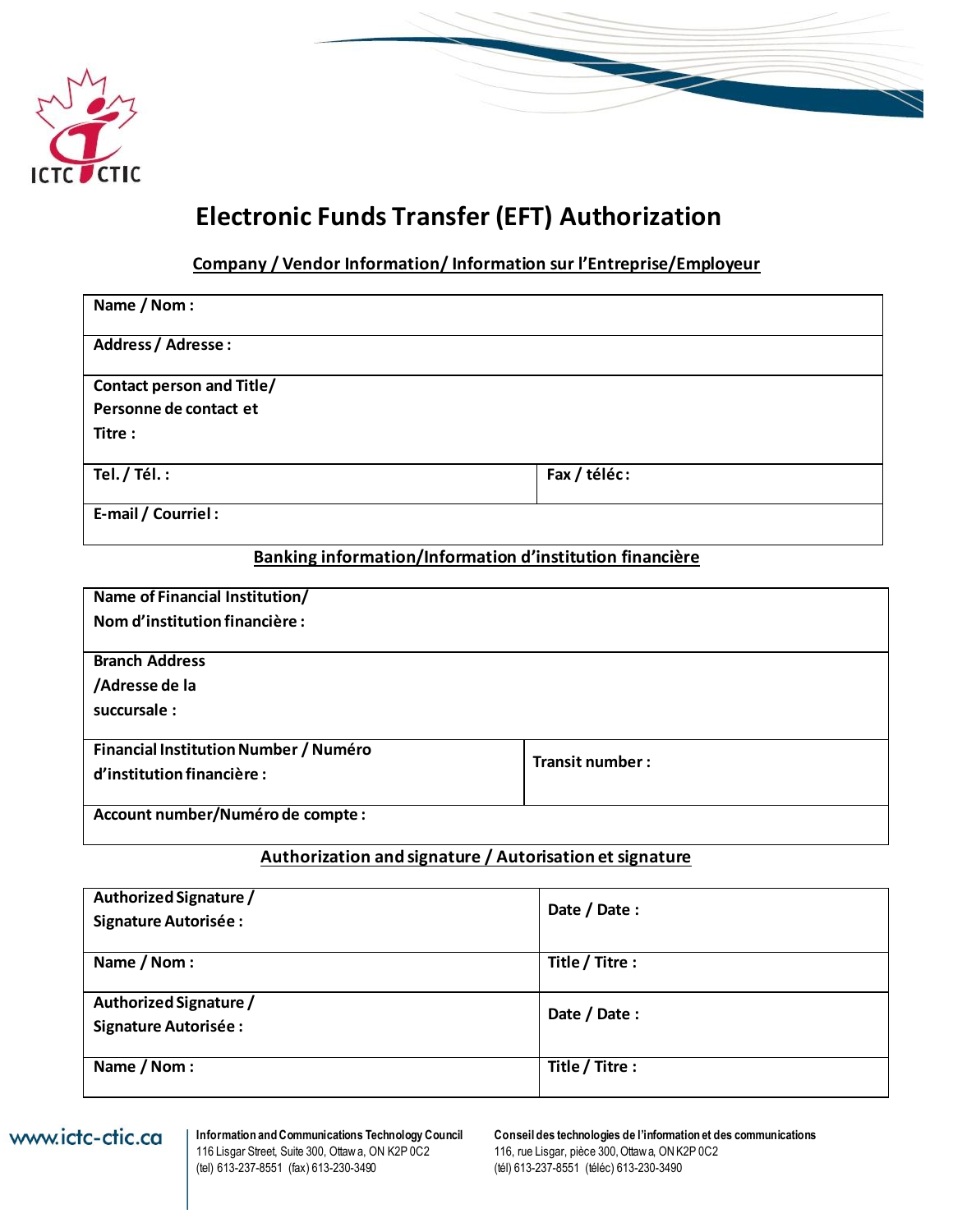# Electronic Funds Transfer (EFT) Authorization

## Company / Vendor Information/ Information sur l'Entreprise/Employeur

| | |
|---|---|
| **Name / Nom :** | |
| **Address / Adresse :** | |
| **Contact person and Title/ Personne de contact et Titre :** | |
| **Tel. / Tél. :** | **Fax / téléc :** |
| **E-mail / Courriel :** | |

## Banking information/Information d'institution financière

| | |
|---|---|
| **Name of Financial Institution/ Nom d'institution financière :** | |
| **Branch Address /Adresse de la succursale :** | |
| **Financial Institution Number / Numéro d'institution financière :** | **Transit number :** |
| **Account number/Numéro de compte :** | |

## Authorization and signature / Autorisation et signature

| | |
|---|---|
| **Authorized Signature / Signature Autorisée :** | **Date / Date :** |
| **Name / Nom :** | **Title / Titre :** |
| **Authorized Signature / Signature Autorisée :** | **Date / Date :** |
| **Name / Nom :** | **Title / Titre :** |

www.ictc-ctic.ca

**Information and Communications Technology Council**
116 Lisgar Street, Suite 300, Ottawa, ON K2P 0C2
(tel) 613-237-8551 (fax) 613-230-3490

**Conseil des technologies de l'information et des communications**
116, rue Lisgar, pièce 300, Ottawa, ON K2P 0C2
(tél) 613-237-8551 (téléc) 613-230-3490